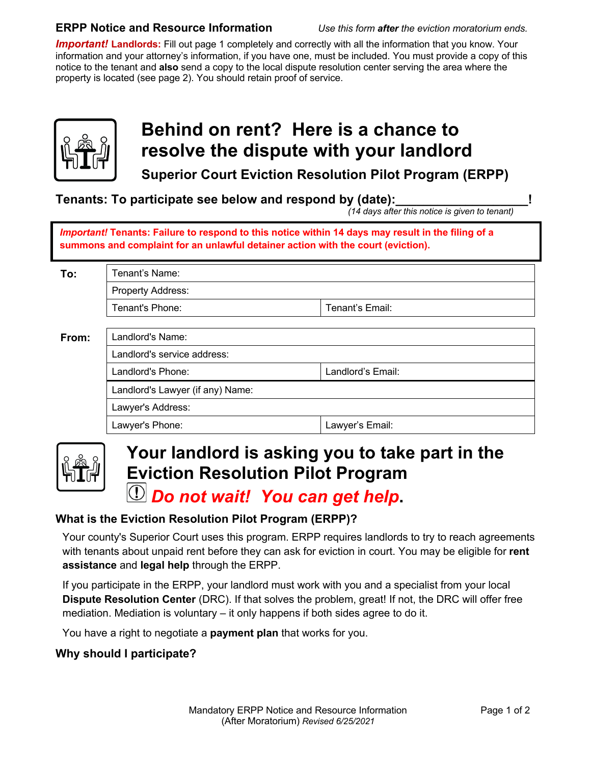**ERPP Notice and Resource Information** *Use this form **after** the eviction moratorium ends.*

***Important!* Landlords:** Fill out page 1 completely and correctly with all the information that you know. Your information and your attorney's information, if you have one, must be included. You must provide a copy of this notice to the tenant and **also** send a copy to the local dispute resolution center serving the area where the property is located (see page 2). You should retain proof of service.

# Behind on rent? Here is a chance to resolve the dispute with your landlord

## Superior Court Eviction Resolution Pilot Program (ERPP)

**Tenants: To participate see below and respond by (date):__________________!**
*(14 days after this notice is given to tenant)*

***Important!* Tenants: Failure to respond to this notice within 14 days may result in the filing of a summons and complaint for an unlawful detainer action with the court (eviction).**

| **To:** | Tenant's Name: | |
|---|---|---|
| | Property Address: | |
| | Tenant's Phone: | Tenant's Email: |

| **From:** | Landlord's Name: | |
|---|---|---|
| | Landlord's service address: | |
| | Landlord's Phone: | Landlord's Email: |
| | Landlord's Lawyer (if any) Name: | |
| | Lawyer's Address: | |
| | Lawyer's Phone: | Lawyer's Email: |

# Your landlord is asking you to take part in the Eviction Resolution Pilot Program

***Do not wait! You can get help.***

### What is the Eviction Resolution Pilot Program (ERPP)?

Your county's Superior Court uses this program. ERPP requires landlords to try to reach agreements with tenants about unpaid rent before they can ask for eviction in court. You may be eligible for **rent assistance** and **legal help** through the ERPP.

If you participate in the ERPP, your landlord must work with you and a specialist from your local **Dispute Resolution Center** (DRC). If that solves the problem, great! If not, the DRC will offer free mediation. Mediation is voluntary – it only happens if both sides agree to do it.

You have a right to negotiate a **payment plan** that works for you.

### Why should I participate?

Mandatory ERPP Notice and Resource Information (After Moratorium) *Revised 6/25/2021*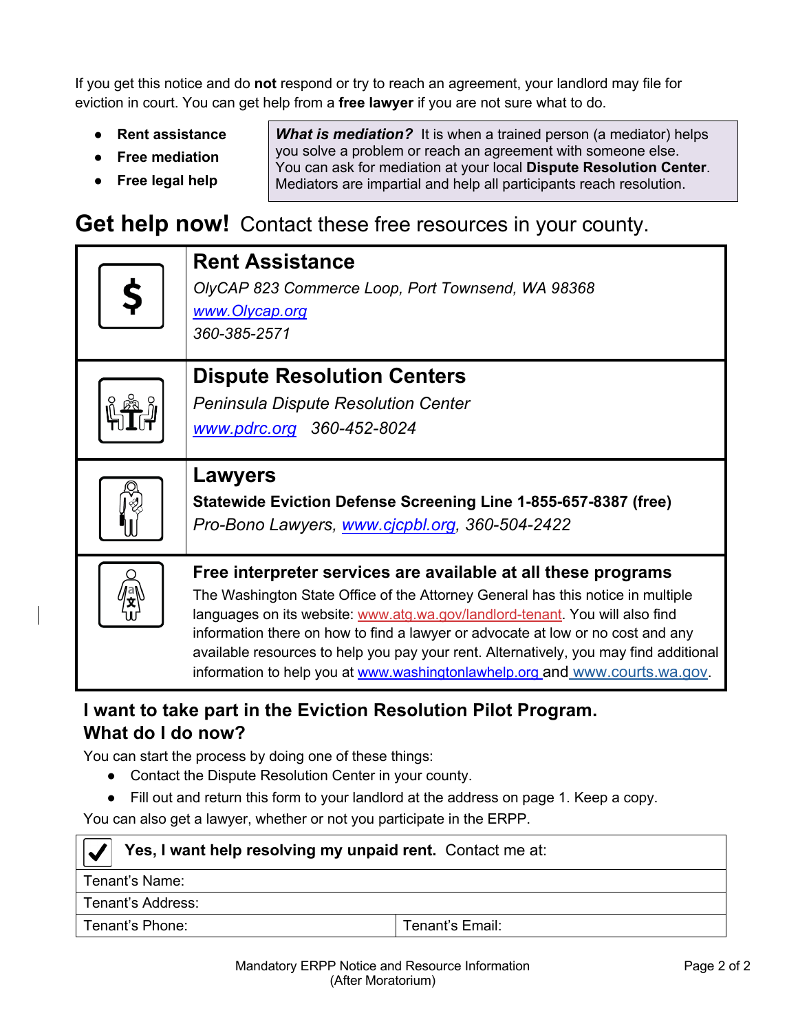If you get this notice and do **not** respond or try to reach an agreement, your landlord may file for eviction in court. You can get help from a **free lawyer** if you are not sure what to do.

- **Rent assistance**
- **Free mediation**
- **Free legal help**

***What is mediation?*** It is when a trained person (a mediator) helps you solve a problem or reach an agreement with someone else. You can ask for mediation at your local **Dispute Resolution Center**. Mediators are impartial and help all participants reach resolution.

## **Get help now!** Contact these free resources in your county.

### Rent Assistance

*OlyCAP 823 Commerce Loop, Port Townsend, WA 98368*

*www.Olycap.org*

*360-385-2571*

### Dispute Resolution Centers

*Peninsula Dispute Resolution Center*

*www.pdrc.org* *360-452-8024*

### Lawyers

**Statewide Eviction Defense Screening Line 1-855-657-8387 (free)**

*Pro-Bono Lawyers, www.cjcpbl.org, 360-504-2422*

### Free interpreter services are available at all these programs

The Washington State Office of the Attorney General has this notice in multiple languages on its website: www.atg.wa.gov/landlord-tenant. You will also find information there on how to find a lawyer or advocate at low or no cost and any available resources to help you pay your rent. Alternatively, you may find additional information to help you at www.washingtonlawhelp.org and www.courts.wa.gov.

## I want to take part in the Eviction Resolution Pilot Program. What do I do now?

You can start the process by doing one of these things:

- Contact the Dispute Resolution Center in your county.
- Fill out and return this form to your landlord at the address on page 1. Keep a copy.

You can also get a lawyer, whether or not you participate in the ERPP.

| | |
|---|---|
| ✔ **Yes, I want help resolving my unpaid rent.** Contact me at: | |
| Tenant's Name: | |
| Tenant's Address: | |
| Tenant's Phone: | Tenant's Email: |

Mandatory ERPP Notice and Resource Information (After Moratorium)